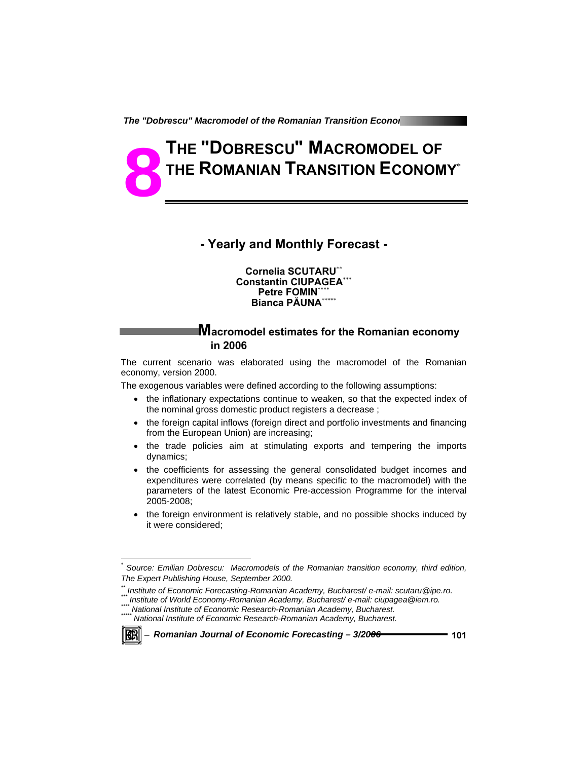# 8 THE "DOBRESCU" MACROMODEL OF THE ROMANIAN TRANSITION ECONOMY[*]

## - Yearly and Monthly Forecast -

**Cornelia SCUTARU**[**]
**Constantin CIUPAGEA**[***]
**Petre FOMIN**[****]
**Bianca PĂUNA**[*****]

## Macromodel estimates for the Romanian economy in 2006

The current scenario was elaborated using the macromodel of the Romanian economy, version 2000.

The exogenous variables were defined according to the following assumptions:

- the inflationary expectations continue to weaken, so that the expected index of the nominal gross domestic product registers a decrease ;
- the foreign capital inflows (foreign direct and portfolio investments and financing from the European Union) are increasing;
- the trade policies aim at stimulating exports and tempering the imports dynamics;
- the coefficients for assessing the general consolidated budget incomes and expenditures were correlated (by means specific to the macromodel) with the parameters of the latest Economic Pre-accession Programme for the interval 2005-2008;
- the foreign environment is relatively stable, and no possible shocks induced by it were considered;

---

[*] *Source: Emilian Dobrescu: Macromodels of the Romanian transition economy, third edition, The Expert Publishing House, September 2000.*

[**] *Institute of Economic Forecasting-Romanian Academy, Bucharest/ e-mail: scutaru@ipe.ro.*

[***] *Institute of World Economy-Romanian Academy, Bucharest/ e-mail: ciupagea@iem.ro.*

[****] *National Institute of Economic Research-Romanian Academy, Bucharest.*

[*****] *National Institute of Economic Research-Romanian Academy, Bucharest.*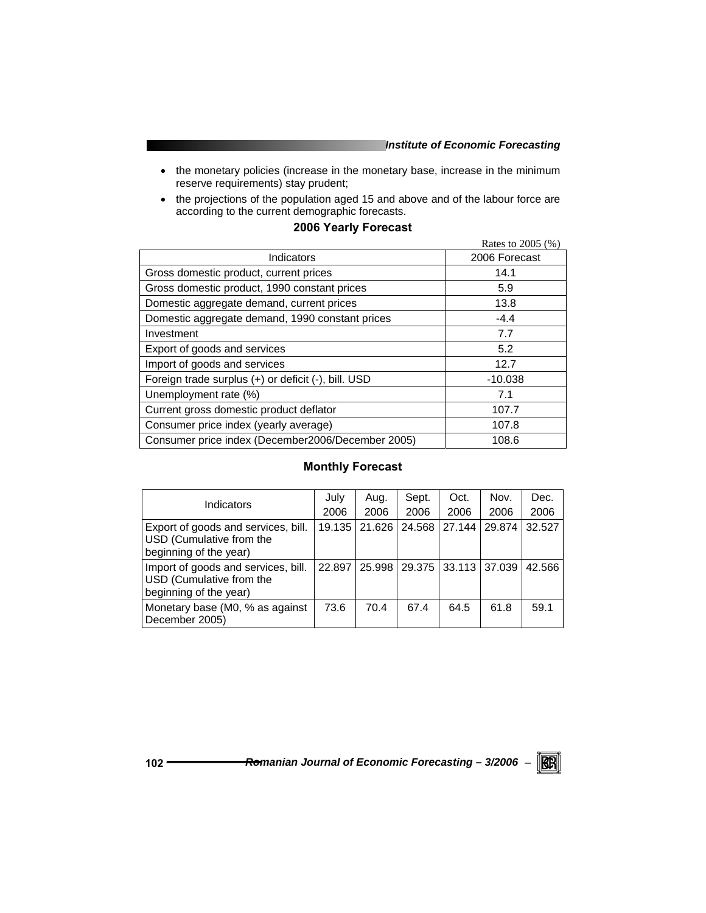- the monetary policies (increase in the monetary base, increase in the minimum reserve requirements) stay prudent;
- the projections of the population aged 15 and above and of the labour force are according to the current demographic forecasts.

### 2006 Yearly Forecast

Rates to 2005 (%)

| Indicators | 2006 Forecast |
|---|---|
| Gross domestic product, current prices | 14.1 |
| Gross domestic product, 1990 constant prices | 5.9 |
| Domestic aggregate demand, current prices | 13.8 |
| Domestic aggregate demand, 1990 constant prices | -4.4 |
| Investment | 7.7 |
| Export of goods and services | 5.2 |
| Import of goods and services | 12.7 |
| Foreign trade surplus (+) or deficit (-), bill. USD | -10.038 |
| Unemployment rate (%) | 7.1 |
| Current gross domestic product deflator | 107.7 |
| Consumer price index (yearly average) | 107.8 |
| Consumer price index (December2006/December 2005) | 108.6 |

### Monthly Forecast

| Indicators | July 2006 | Aug. 2006 | Sept. 2006 | Oct. 2006 | Nov. 2006 | Dec. 2006 |
|---|---|---|---|---|---|---|
| Export of goods and services, bill. USD (Cumulative from the beginning of the year) | 19.135 | 21.626 | 24.568 | 27.144 | 29.874 | 32.527 |
| Import of goods and services, bill. USD (Cumulative from the beginning of the year) | 22.897 | 25.998 | 29.375 | 33.113 | 37.039 | 42.566 |
| Monetary base (M0, % as against December 2005) | 73.6 | 70.4 | 67.4 | 64.5 | 61.8 | 59.1 |